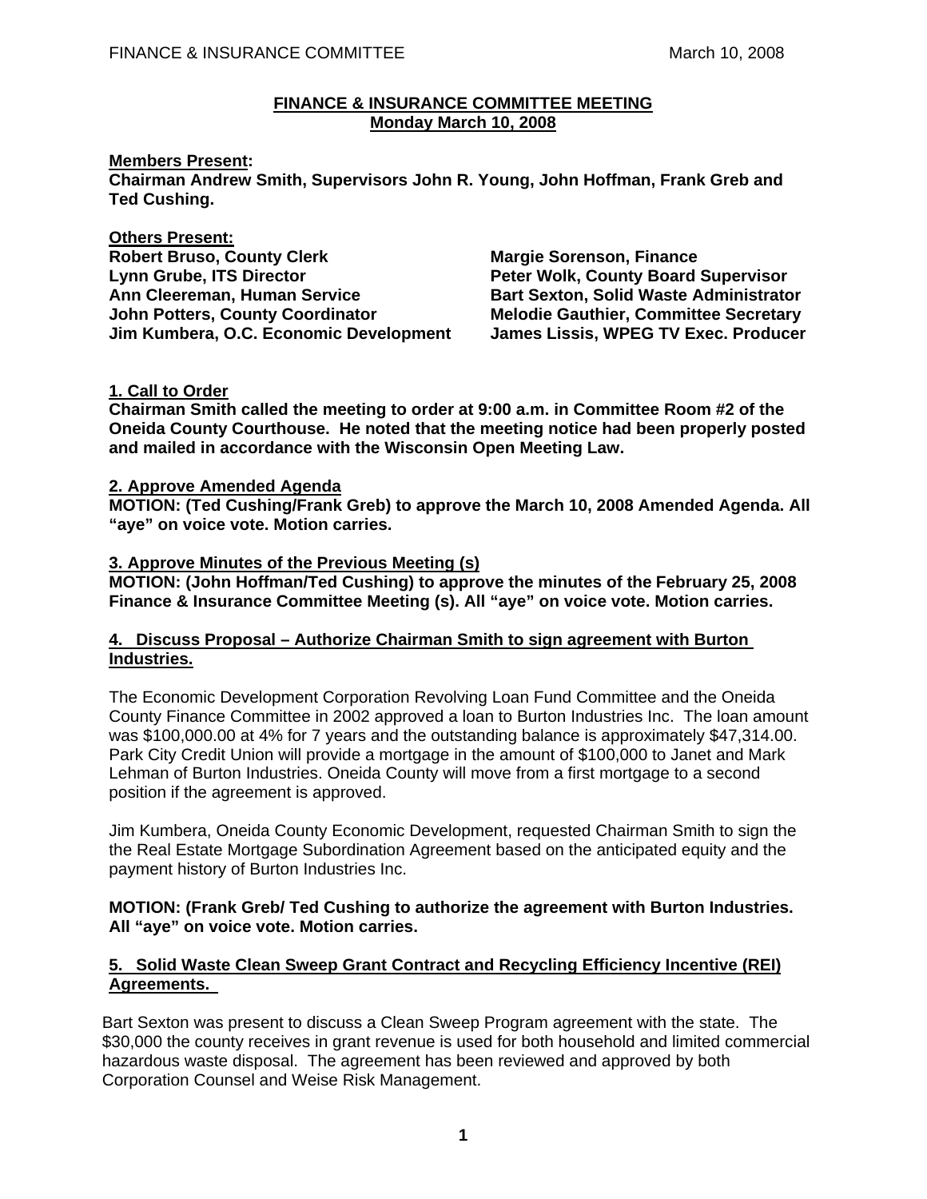**FINANCE & INSURANCE COMMITTEE MEETING**
**Monday March 10, 2008**

**Members Present:**
**Chairman Andrew Smith, Supervisors John R. Young, John Hoffman, Frank Greb and Ted Cushing.**

**Others Present:**
**Robert Bruso, County Clerk**
**Lynn Grube, ITS Director**
**Ann Cleereman, Human Service**
**John Potters, County Coordinator**
**Jim Kumbera, O.C. Economic Development**
**Margie Sorenson, Finance**
**Peter Wolk, County Board Supervisor**
**Bart Sexton, Solid Waste Administrator**
**Melodie Gauthier, Committee Secretary**
**James Lissis, WPEG TV Exec. Producer**

**1. Call to Order**
**Chairman Smith called the meeting to order at 9:00 a.m. in Committee Room #2 of the Oneida County Courthouse. He noted that the meeting notice had been properly posted and mailed in accordance with the Wisconsin Open Meeting Law.**

**2. Approve Amended Agenda**
**MOTION: (Ted Cushing/Frank Greb) to approve the March 10, 2008 Amended Agenda. All "aye" on voice vote. Motion carries.**

**3. Approve Minutes of the Previous Meeting (s)**
**MOTION: (John Hoffman/Ted Cushing) to approve the minutes of the February 25, 2008 Finance & Insurance Committee Meeting (s). All "aye" on voice vote. Motion carries.**

**4. Discuss Proposal – Authorize Chairman Smith to sign agreement with Burton Industries.**

The Economic Development Corporation Revolving Loan Fund Committee and the Oneida County Finance Committee in 2002 approved a loan to Burton Industries Inc. The loan amount was $100,000.00 at 4% for 7 years and the outstanding balance is approximately $47,314.00. Park City Credit Union will provide a mortgage in the amount of $100,000 to Janet and Mark Lehman of Burton Industries. Oneida County will move from a first mortgage to a second position if the agreement is approved.

Jim Kumbera, Oneida County Economic Development, requested Chairman Smith to sign the the Real Estate Mortgage Subordination Agreement based on the anticipated equity and the payment history of Burton Industries Inc.

**MOTION: (Frank Greb/ Ted Cushing to authorize the agreement with Burton Industries. All "aye" on voice vote. Motion carries.**

**5. Solid Waste Clean Sweep Grant Contract and Recycling Efficiency Incentive (REI) Agreements.**

Bart Sexton was present to discuss a Clean Sweep Program agreement with the state. The $30,000 the county receives in grant revenue is used for both household and limited commercial hazardous waste disposal. The agreement has been reviewed and approved by both Corporation Counsel and Weise Risk Management.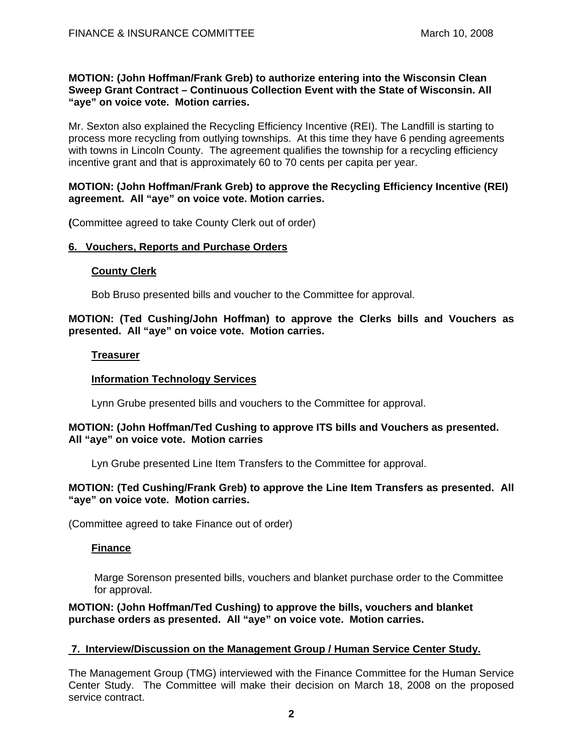**MOTION: (John Hoffman/Frank Greb) to authorize entering into the Wisconsin Clean Sweep Grant Contract – Continuous Collection Event with the State of Wisconsin. All "aye" on voice vote. Motion carries.**

Mr. Sexton also explained the Recycling Efficiency Incentive (REI). The Landfill is starting to process more recycling from outlying townships. At this time they have 6 pending agreements with towns in Lincoln County. The agreement qualifies the township for a recycling efficiency incentive grant and that is approximately 60 to 70 cents per capita per year.

**MOTION: (John Hoffman/Frank Greb) to approve the Recycling Efficiency Incentive (REI) agreement. All "aye" on voice vote. Motion carries.**

**(**Committee agreed to take County Clerk out of order)

## 6. Vouchers, Reports and Purchase Orders

### County Clerk

Bob Bruso presented bills and voucher to the Committee for approval.

**MOTION: (Ted Cushing/John Hoffman) to approve the Clerks bills and Vouchers as presented. All "aye" on voice vote. Motion carries.**

### Treasurer

### Information Technology Services

Lynn Grube presented bills and vouchers to the Committee for approval.

**MOTION: (John Hoffman/Ted Cushing to approve ITS bills and Vouchers as presented. All "aye" on voice vote. Motion carries**

Lyn Grube presented Line Item Transfers to the Committee for approval.

**MOTION: (Ted Cushing/Frank Greb) to approve the Line Item Transfers as presented. All "aye" on voice vote. Motion carries.**

(Committee agreed to take Finance out of order)

### Finance

Marge Sorenson presented bills, vouchers and blanket purchase order to the Committee for approval.

**MOTION: (John Hoffman/Ted Cushing) to approve the bills, vouchers and blanket purchase orders as presented. All "aye" on voice vote. Motion carries.**

## 7. Interview/Discussion on the Management Group / Human Service Center Study.

The Management Group (TMG) interviewed with the Finance Committee for the Human Service Center Study. The Committee will make their decision on March 18, 2008 on the proposed service contract.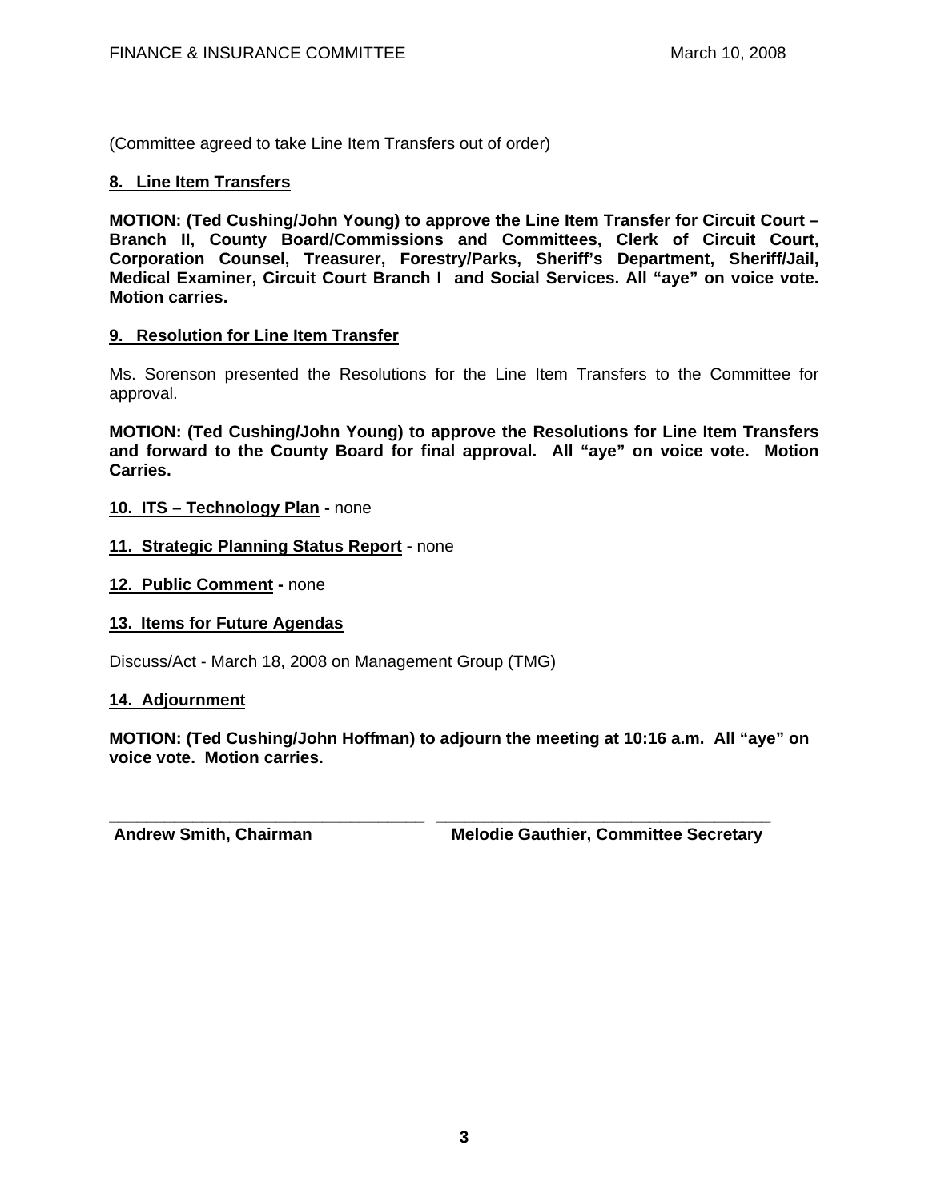(Committee agreed to take Line Item Transfers out of order)

**8. Line Item Transfers**

**MOTION: (Ted Cushing/John Young) to approve the Line Item Transfer for Circuit Court – Branch II, County Board/Commissions and Committees, Clerk of Circuit Court, Corporation Counsel, Treasurer, Forestry/Parks, Sheriff's Department, Sheriff/Jail, Medical Examiner, Circuit Court Branch I and Social Services. All "aye" on voice vote. Motion carries.**

**9. Resolution for Line Item Transfer**

Ms. Sorenson presented the Resolutions for the Line Item Transfers to the Committee for approval.

**MOTION: (Ted Cushing/John Young) to approve the Resolutions for Line Item Transfers and forward to the County Board for final approval. All "aye" on voice vote. Motion Carries.**

**10. ITS – Technology Plan -** none

**11. Strategic Planning Status Report -** none

**12. Public Comment -** none

**13. Items for Future Agendas**

Discuss/Act - March 18, 2008 on Management Group (TMG)

**14. Adjournment**

**MOTION: (Ted Cushing/John Hoffman) to adjourn the meeting at 10:16 a.m. All "aye" on voice vote. Motion carries.**

\_\_\_\_\_\_\_\_\_\_\_\_\_\_\_\_\_\_\_\_\_\_\_\_\_\_\_\_\_\_\_\_\_\_\_\_
**Andrew Smith, Chairman**

\_\_\_\_\_\_\_\_\_\_\_\_\_\_\_\_\_\_\_\_\_\_\_\_\_\_\_\_\_\_\_\_\_\_\_\_
**Melodie Gauthier, Committee Secretary**